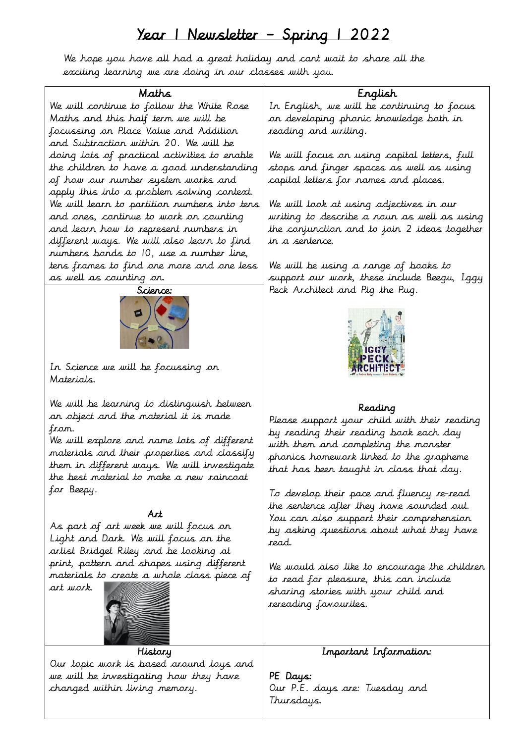# Year 1 Newsletter – Spring 1 2022

We hope you have all had a great holiday and cant wait to share all the exciting learning we are doing in our classes with you.

## Maths

We will continue to follow the White Rose Maths and this half term we will be focussing on Place Value and Addition and Subtraction within 20. We will be doing lots of practical activities to enable the children to have a good understanding of how our number system works and apply this into a problem solving context. We will learn to partition numbers into tens and ones, continue to work on counting and learn how to represent numbers in different ways. We will also learn to find numbers bonds to 10, use a number line, tens frames to find one more and one less as well as counting on.

## Science:

In Science we will be focussing on Materials.

We will be learning to distinguish between an object and the material it is made from.

We will explore and name lots of different materials and their properties and classify them in different ways. We will investigate the best material to make a new raincoat for Beepy.

## Art

As part of art week we will focus on Light and Dark. We will focus on the artist Bridget Riley and be looking at print, pattern and shapes using different materials to create a whole class piece of art work.

## English

In English, we will be continuing to focus on developing phonic knowledge both in reading and writing.

We will focus on using capital letters, full stops and finger spaces as well as using capital letters for names and places.

We will look at using adjectives in our writing to describe a noun as well as using the conjunction and to join 2 ideas together in a sentence.

We will be using a range of books to support our work, these include Beegu, Iggy Peck Architect and Pig the Pug.

## Reading

Please support your child with their reading by reading their reading book each day with them and completing the monster phonics homework linked to the grapheme that has been taught in class that day.

To develop their pace and fluency re-read the sentence after they have sounded out. You can also support their comprehension by asking questions about what they have read.

We would also like to encourage the children to read for pleasure, this can include sharing stories with your child and rereading favourites.

## History

Our topic work is based around toys and we will be investigating how they have changed within living memory.

## Important Information:

**PE Days:**

Our P.E. days are: Tuesday and Thursdays.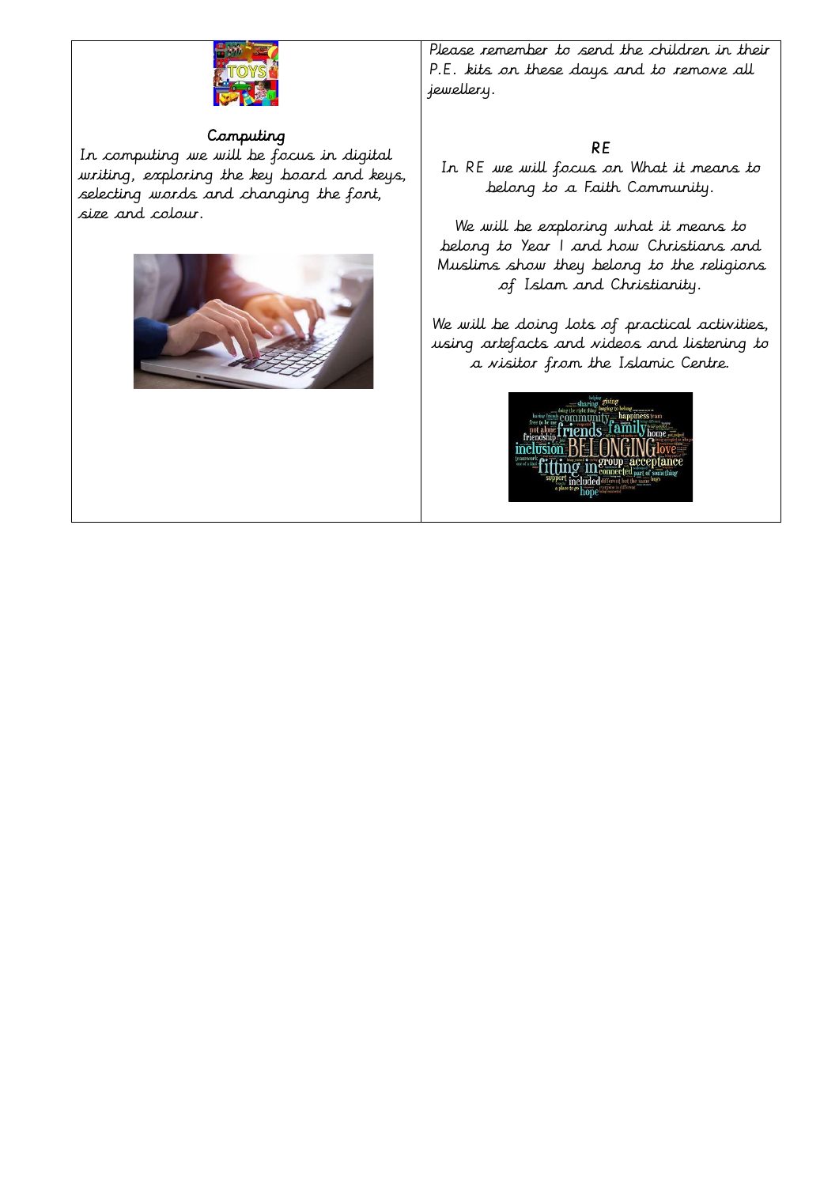## Computing

In computing we will be focus in digital writing, exploring the key board and keys, selecting words and changing the font, size and colour.

Please remember to send the children in their P.E. kits on these days and to remove all jewellery.

## RE

In RE we will focus on What it means to belong to a Faith Community.

We will be exploring what it means to belong to Year 1 and how Christians and Muslims show they belong to the religions of Islam and Christianity.

We will be doing lots of practical activities, using artefacts and videos and listening to a visitor from the Islamic Centre.